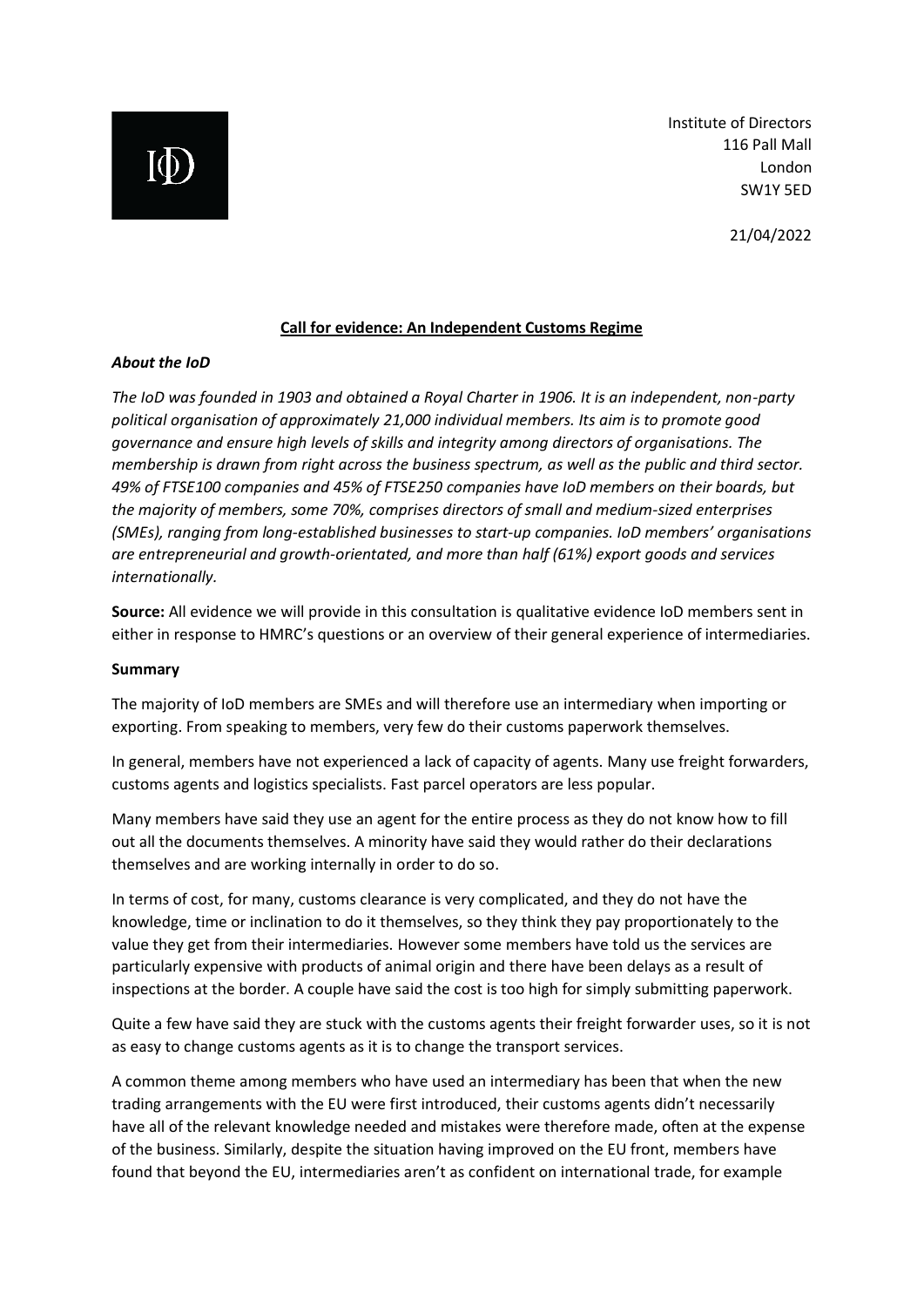Institute of Directors
116 Pall Mall
London
SW1Y 5ED

21/04/2022

## Call for evidence: An Independent Customs Regime

***About the IoD***

*The IoD was founded in 1903 and obtained a Royal Charter in 1906. It is an independent, non-party political organisation of approximately 21,000 individual members. Its aim is to promote good governance and ensure high levels of skills and integrity among directors of organisations. The membership is drawn from right across the business spectrum, as well as the public and third sector. 49% of FTSE100 companies and 45% of FTSE250 companies have IoD members on their boards, but the majority of members, some 70%, comprises directors of small and medium-sized enterprises (SMEs), ranging from long-established businesses to start-up companies. IoD members' organisations are entrepreneurial and growth-orientated, and more than half (61%) export goods and services internationally.*

**Source:** All evidence we will provide in this consultation is qualitative evidence IoD members sent in either in response to HMRC's questions or an overview of their general experience of intermediaries.

**Summary**

The majority of IoD members are SMEs and will therefore use an intermediary when importing or exporting. From speaking to members, very few do their customs paperwork themselves.

In general, members have not experienced a lack of capacity of agents. Many use freight forwarders, customs agents and logistics specialists. Fast parcel operators are less popular.

Many members have said they use an agent for the entire process as they do not know how to fill out all the documents themselves. A minority have said they would rather do their declarations themselves and are working internally in order to do so.

In terms of cost, for many, customs clearance is very complicated, and they do not have the knowledge, time or inclination to do it themselves, so they think they pay proportionately to the value they get from their intermediaries. However some members have told us the services are particularly expensive with products of animal origin and there have been delays as a result of inspections at the border. A couple have said the cost is too high for simply submitting paperwork.

Quite a few have said they are stuck with the customs agents their freight forwarder uses, so it is not as easy to change customs agents as it is to change the transport services.

A common theme among members who have used an intermediary has been that when the new trading arrangements with the EU were first introduced, their customs agents didn't necessarily have all of the relevant knowledge needed and mistakes were therefore made, often at the expense of the business. Similarly, despite the situation having improved on the EU front, members have found that beyond the EU, intermediaries aren't as confident on international trade, for example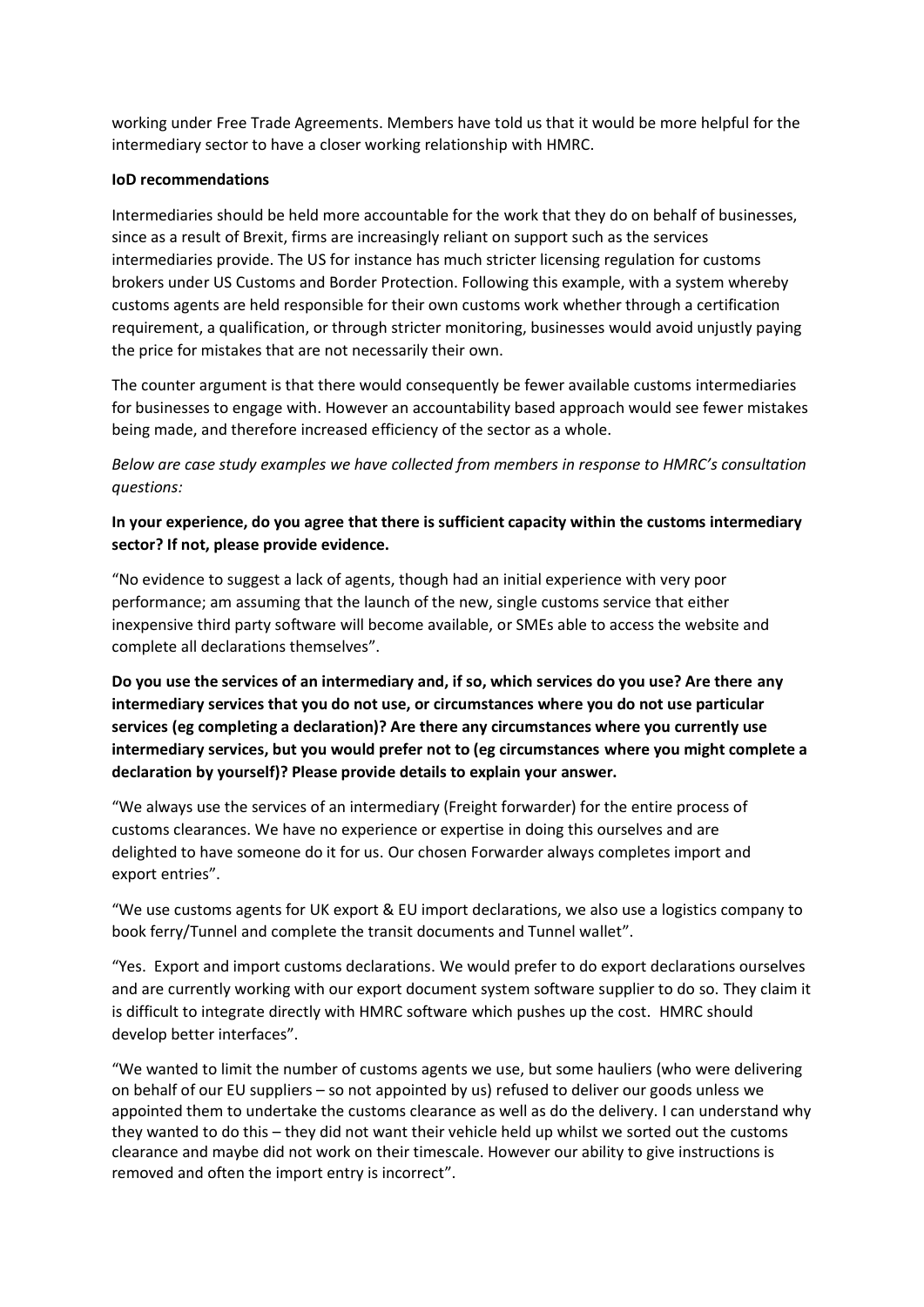working under Free Trade Agreements. Members have told us that it would be more helpful for the intermediary sector to have a closer working relationship with HMRC.

**IoD recommendations**

Intermediaries should be held more accountable for the work that they do on behalf of businesses, since as a result of Brexit, firms are increasingly reliant on support such as the services intermediaries provide. The US for instance has much stricter licensing regulation for customs brokers under US Customs and Border Protection. Following this example, with a system whereby customs agents are held responsible for their own customs work whether through a certification requirement, a qualification, or through stricter monitoring, businesses would avoid unjustly paying the price for mistakes that are not necessarily their own.

The counter argument is that there would consequently be fewer available customs intermediaries for businesses to engage with. However an accountability based approach would see fewer mistakes being made, and therefore increased efficiency of the sector as a whole.

*Below are case study examples we have collected from members in response to HMRC's consultation questions:*

**In your experience, do you agree that there is sufficient capacity within the customs intermediary sector? If not, please provide evidence.**

"No evidence to suggest a lack of agents, though had an initial experience with very poor performance; am assuming that the launch of the new, single customs service that either inexpensive third party software will become available, or SMEs able to access the website and complete all declarations themselves".

**Do you use the services of an intermediary and, if so, which services do you use? Are there any intermediary services that you do not use, or circumstances where you do not use particular services (eg completing a declaration)? Are there any circumstances where you currently use intermediary services, but you would prefer not to (eg circumstances where you might complete a declaration by yourself)? Please provide details to explain your answer.**

"We always use the services of an intermediary (Freight forwarder) for the entire process of customs clearances. We have no experience or expertise in doing this ourselves and are delighted to have someone do it for us. Our chosen Forwarder always completes import and export entries".

"We use customs agents for UK export & EU import declarations, we also use a logistics company to book ferry/Tunnel and complete the transit documents and Tunnel wallet".

"Yes. Export and import customs declarations. We would prefer to do export declarations ourselves and are currently working with our export document system software supplier to do so. They claim it is difficult to integrate directly with HMRC software which pushes up the cost. HMRC should develop better interfaces".

"We wanted to limit the number of customs agents we use, but some hauliers (who were delivering on behalf of our EU suppliers – so not appointed by us) refused to deliver our goods unless we appointed them to undertake the customs clearance as well as do the delivery. I can understand why they wanted to do this – they did not want their vehicle held up whilst we sorted out the customs clearance and maybe did not work on their timescale. However our ability to give instructions is removed and often the import entry is incorrect".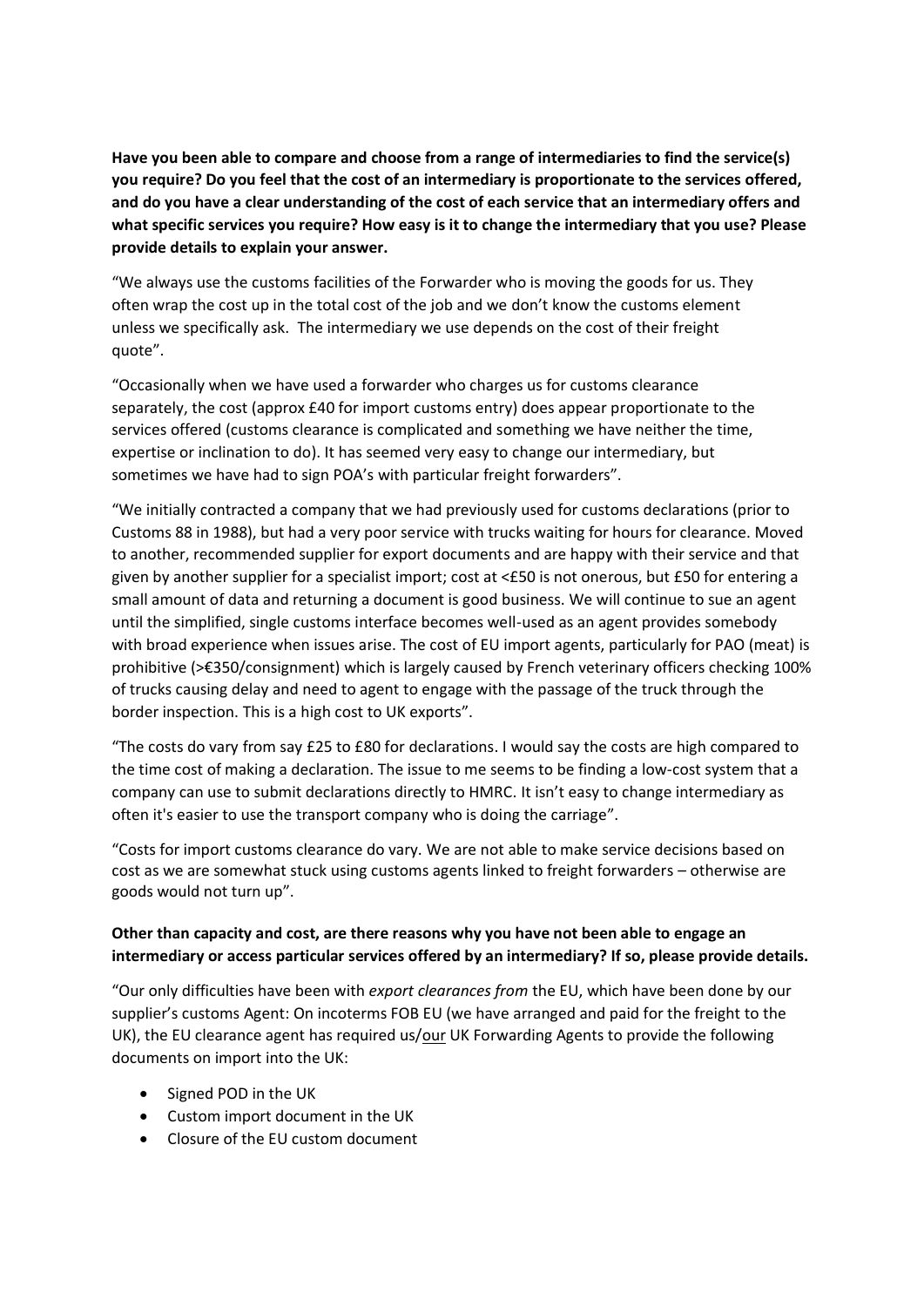**Have you been able to compare and choose from a range of intermediaries to find the service(s) you require? Do you feel that the cost of an intermediary is proportionate to the services offered, and do you have a clear understanding of the cost of each service that an intermediary offers and what specific services you require? How easy is it to change the intermediary that you use? Please provide details to explain your answer.**

"We always use the customs facilities of the Forwarder who is moving the goods for us. They often wrap the cost up in the total cost of the job and we don't know the customs element unless we specifically ask. The intermediary we use depends on the cost of their freight quote".

"Occasionally when we have used a forwarder who charges us for customs clearance separately, the cost (approx £40 for import customs entry) does appear proportionate to the services offered (customs clearance is complicated and something we have neither the time, expertise or inclination to do). It has seemed very easy to change our intermediary, but sometimes we have had to sign POA's with particular freight forwarders".

"We initially contracted a company that we had previously used for customs declarations (prior to Customs 88 in 1988), but had a very poor service with trucks waiting for hours for clearance. Moved to another, recommended supplier for export documents and are happy with their service and that given by another supplier for a specialist import; cost at <£50 is not onerous, but £50 for entering a small amount of data and returning a document is good business. We will continue to sue an agent until the simplified, single customs interface becomes well-used as an agent provides somebody with broad experience when issues arise. The cost of EU import agents, particularly for PAO (meat) is prohibitive (>€350/consignment) which is largely caused by French veterinary officers checking 100% of trucks causing delay and need to agent to engage with the passage of the truck through the border inspection. This is a high cost to UK exports".

"The costs do vary from say £25 to £80 for declarations. I would say the costs are high compared to the time cost of making a declaration. The issue to me seems to be finding a low-cost system that a company can use to submit declarations directly to HMRC. It isn't easy to change intermediary as often it's easier to use the transport company who is doing the carriage".

"Costs for import customs clearance do vary. We are not able to make service decisions based on cost as we are somewhat stuck using customs agents linked to freight forwarders – otherwise are goods would not turn up".

**Other than capacity and cost, are there reasons why you have not been able to engage an intermediary or access particular services offered by an intermediary? If so, please provide details.**

"Our only difficulties have been with *export clearances from* the EU, which have been done by our supplier's customs Agent: On incoterms FOB EU (we have arranged and paid for the freight to the UK), the EU clearance agent has required us/our UK Forwarding Agents to provide the following documents on import into the UK:

- Signed POD in the UK
- Custom import document in the UK
- Closure of the EU custom document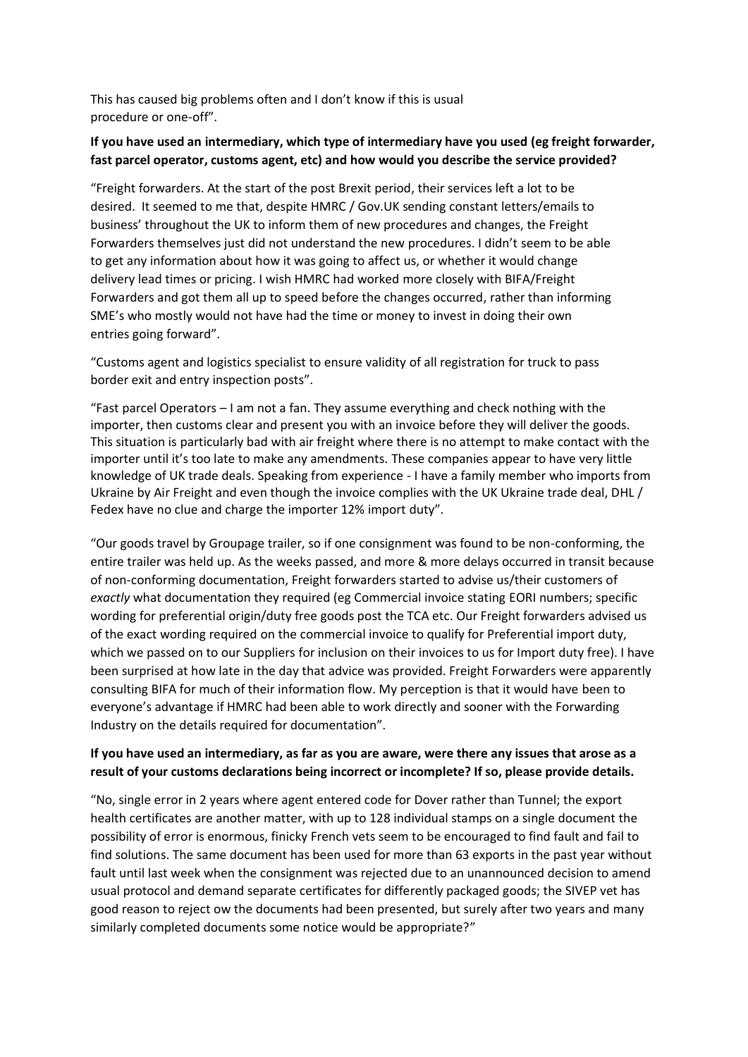This has caused big problems often and I don't know if this is usual procedure or one-off".

**If you have used an intermediary, which type of intermediary have you used (eg freight forwarder, fast parcel operator, customs agent, etc) and how would you describe the service provided?**

"Freight forwarders. At the start of the post Brexit period, their services left a lot to be desired. It seemed to me that, despite HMRC / Gov.UK sending constant letters/emails to business' throughout the UK to inform them of new procedures and changes, the Freight Forwarders themselves just did not understand the new procedures. I didn't seem to be able to get any information about how it was going to affect us, or whether it would change delivery lead times or pricing. I wish HMRC had worked more closely with BIFA/Freight Forwarders and got them all up to speed before the changes occurred, rather than informing SME's who mostly would not have had the time or money to invest in doing their own entries going forward".

"Customs agent and logistics specialist to ensure validity of all registration for truck to pass border exit and entry inspection posts".

"Fast parcel Operators – I am not a fan. They assume everything and check nothing with the importer, then customs clear and present you with an invoice before they will deliver the goods. This situation is particularly bad with air freight where there is no attempt to make contact with the importer until it's too late to make any amendments. These companies appear to have very little knowledge of UK trade deals. Speaking from experience - I have a family member who imports from Ukraine by Air Freight and even though the invoice complies with the UK Ukraine trade deal, DHL / Fedex have no clue and charge the importer 12% import duty".

"Our goods travel by Groupage trailer, so if one consignment was found to be non-conforming, the entire trailer was held up. As the weeks passed, and more & more delays occurred in transit because of non-conforming documentation, Freight forwarders started to advise us/their customers of *exactly* what documentation they required (eg Commercial invoice stating EORI numbers; specific wording for preferential origin/duty free goods post the TCA etc. Our Freight forwarders advised us of the exact wording required on the commercial invoice to qualify for Preferential import duty, which we passed on to our Suppliers for inclusion on their invoices to us for Import duty free). I have been surprised at how late in the day that advice was provided. Freight Forwarders were apparently consulting BIFA for much of their information flow. My perception is that it would have been to everyone's advantage if HMRC had been able to work directly and sooner with the Forwarding Industry on the details required for documentation".

**If you have used an intermediary, as far as you are aware, were there any issues that arose as a result of your customs declarations being incorrect or incomplete? If so, please provide details.**

"No, single error in 2 years where agent entered code for Dover rather than Tunnel; the export health certificates are another matter, with up to 128 individual stamps on a single document the possibility of error is enormous, finicky French vets seem to be encouraged to find fault and fail to find solutions. The same document has been used for more than 63 exports in the past year without fault until last week when the consignment was rejected due to an unannounced decision to amend usual protocol and demand separate certificates for differently packaged goods; the SIVEP vet has good reason to reject ow the documents had been presented, but surely after two years and many similarly completed documents some notice would be appropriate?"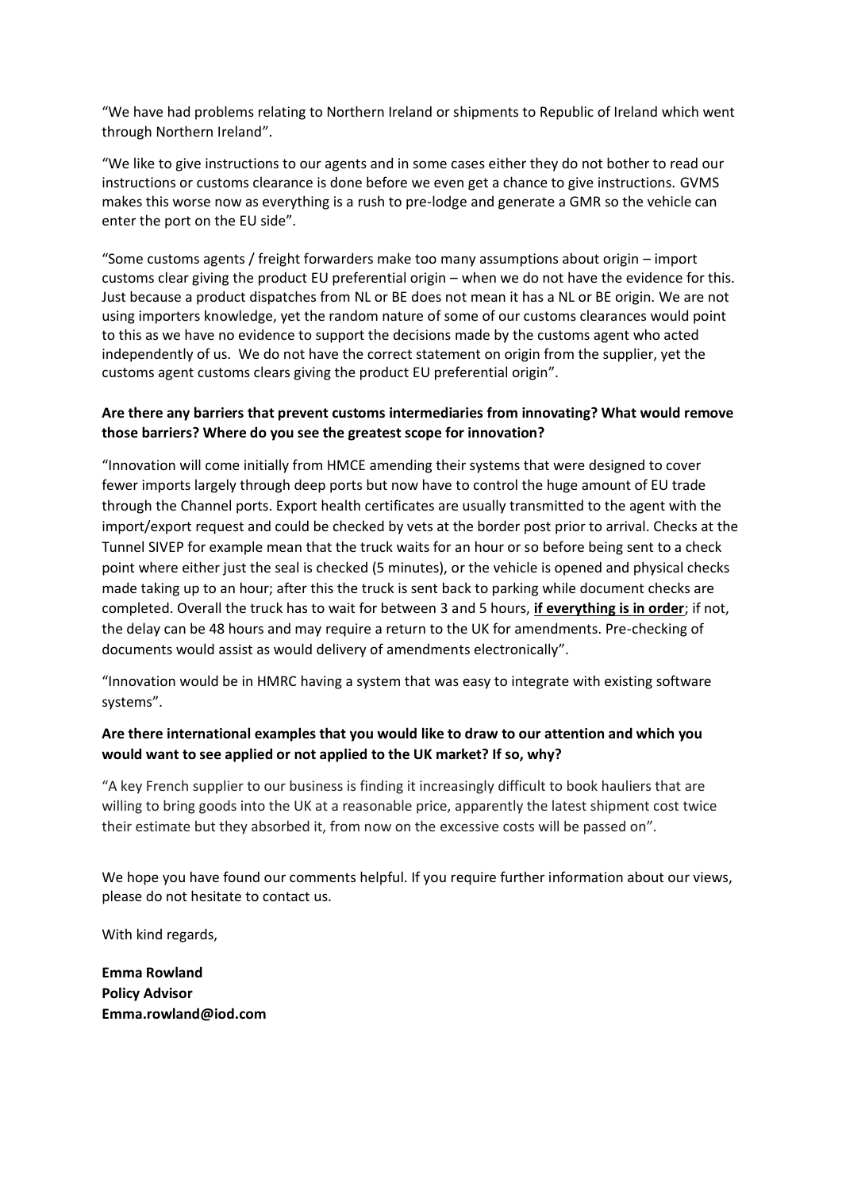"We have had problems relating to Northern Ireland or shipments to Republic of Ireland which went through Northern Ireland".

"We like to give instructions to our agents and in some cases either they do not bother to read our instructions or customs clearance is done before we even get a chance to give instructions. GVMS makes this worse now as everything is a rush to pre-lodge and generate a GMR so the vehicle can enter the port on the EU side".

"Some customs agents / freight forwarders make too many assumptions about origin – import customs clear giving the product EU preferential origin – when we do not have the evidence for this. Just because a product dispatches from NL or BE does not mean it has a NL or BE origin. We are not using importers knowledge, yet the random nature of some of our customs clearances would point to this as we have no evidence to support the decisions made by the customs agent who acted independently of us. We do not have the correct statement on origin from the supplier, yet the customs agent customs clears giving the product EU preferential origin".

**Are there any barriers that prevent customs intermediaries from innovating? What would remove those barriers? Where do you see the greatest scope for innovation?**

"Innovation will come initially from HMCE amending their systems that were designed to cover fewer imports largely through deep ports but now have to control the huge amount of EU trade through the Channel ports. Export health certificates are usually transmitted to the agent with the import/export request and could be checked by vets at the border post prior to arrival. Checks at the Tunnel SIVEP for example mean that the truck waits for an hour or so before being sent to a check point where either just the seal is checked (5 minutes), or the vehicle is opened and physical checks made taking up to an hour; after this the truck is sent back to parking while document checks are completed. Overall the truck has to wait for between 3 and 5 hours, **if everything is in order**; if not, the delay can be 48 hours and may require a return to the UK for amendments. Pre-checking of documents would assist as would delivery of amendments electronically".

"Innovation would be in HMRC having a system that was easy to integrate with existing software systems".

**Are there international examples that you would like to draw to our attention and which you would want to see applied or not applied to the UK market? If so, why?**

"A key French supplier to our business is finding it increasingly difficult to book hauliers that are willing to bring goods into the UK at a reasonable price, apparently the latest shipment cost twice their estimate but they absorbed it, from now on the excessive costs will be passed on".

We hope you have found our comments helpful. If you require further information about our views, please do not hesitate to contact us.

With kind regards,

**Emma Rowland**
**Policy Advisor**
**Emma.rowland@iod.com**